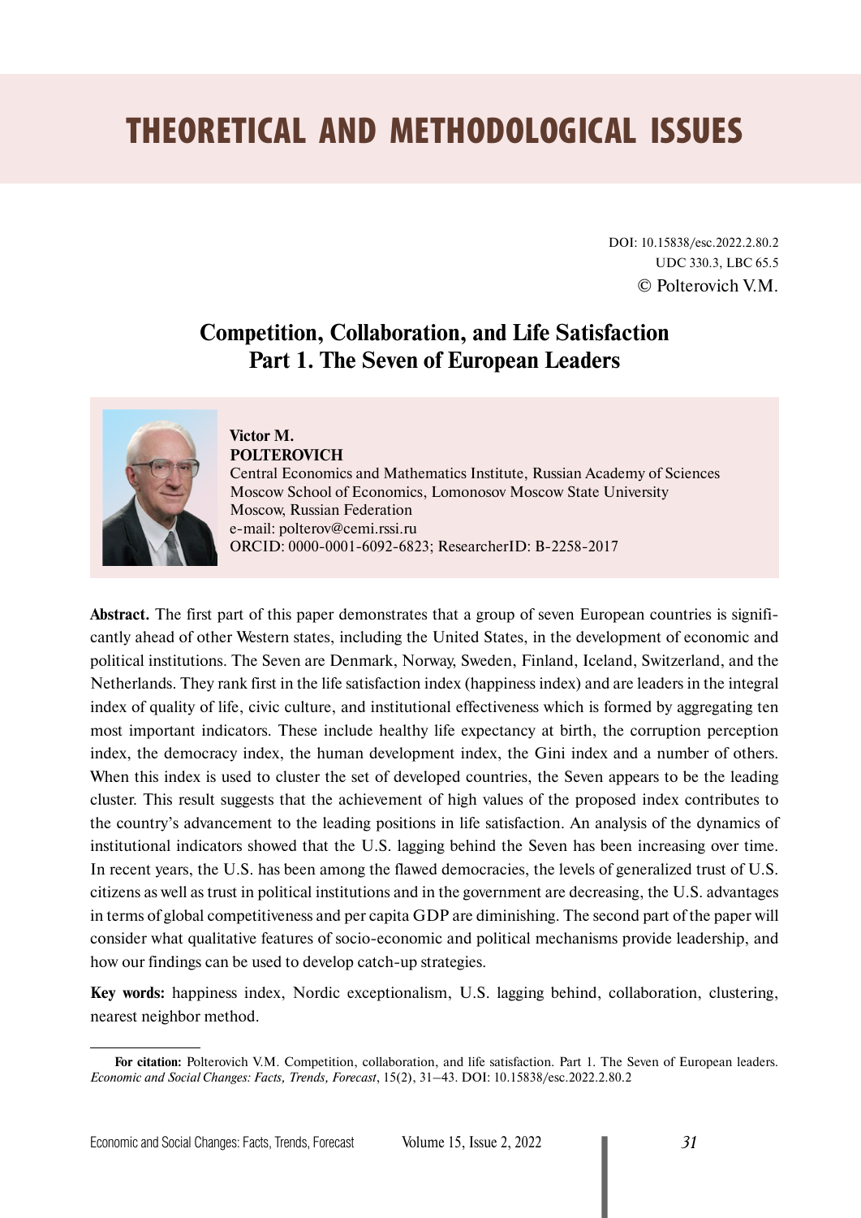# THEORETICAL AND METHODOLOGICAL ISSUES

DOI: 10.15838/esc.2022.2.80.2
UDC 330.3, LBC 65.5
© Polterovich V.M.

## Competition, Collaboration, and Life Satisfaction
## Part 1. The Seven of European Leaders

**Victor M. POLTEROVICH**
Central Economics and Mathematics Institute, Russian Academy of Sciences
Moscow School of Economics, Lomonosov Moscow State University
Moscow, Russian Federation
e-mail: polterov@cemi.rssi.ru
ORCID: 0000-0001-6092-6823; ResearcherID: B-2258-2017

**Abstract.** The first part of this paper demonstrates that a group of seven European countries is significantly ahead of other Western states, including the United States, in the development of economic and political institutions. The Seven are Denmark, Norway, Sweden, Finland, Iceland, Switzerland, and the Netherlands. They rank first in the life satisfaction index (happiness index) and are leaders in the integral index of quality of life, civic culture, and institutional effectiveness which is formed by aggregating ten most important indicators. These include healthy life expectancy at birth, the corruption perception index, the democracy index, the human development index, the Gini index and a number of others. When this index is used to cluster the set of developed countries, the Seven appears to be the leading cluster. This result suggests that the achievement of high values of the proposed index contributes to the country's advancement to the leading positions in life satisfaction. An analysis of the dynamics of institutional indicators showed that the U.S. lagging behind the Seven has been increasing over time. In recent years, the U.S. has been among the flawed democracies, the levels of generalized trust of U.S. citizens as well as trust in political institutions and in the government are decreasing, the U.S. advantages in terms of global competitiveness and per capita GDP are diminishing. The second part of the paper will consider what qualitative features of socio-economic and political mechanisms provide leadership, and how our findings can be used to develop catch-up strategies.

**Key words:** happiness index, Nordic exceptionalism, U.S. lagging behind, collaboration, clustering, nearest neighbor method.

---

**For citation:** Polterovich V.M. Competition, collaboration, and life satisfaction. Part 1. The Seven of European leaders. *Economic and Social Changes: Facts, Trends, Forecast*, 15(2), 31–43. DOI: 10.15838/esc.2022.2.80.2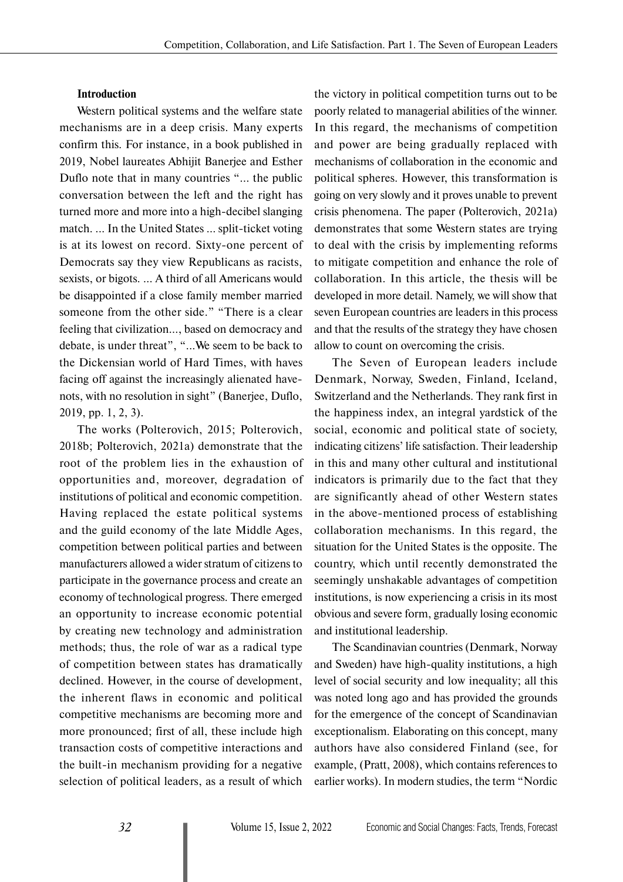## Introduction

Western political systems and the welfare state mechanisms are in a deep crisis. Many experts confirm this. For instance, in a book published in 2019, Nobel laureates Abhijit Banerjee and Esther Duflo note that in many countries "... the public conversation between the left and the right has turned more and more into a high-decibel slanging match. ... In the United States ... split-ticket voting is at its lowest on record. Sixty-one percent of Democrats say they view Republicans as racists, sexists, or bigots. ... A third of all Americans would be disappointed if a close family member married someone from the other side." "There is a clear feeling that civilization..., based on democracy and debate, is under threat", "...We seem to be back to the Dickensian world of Hard Times, with haves facing off against the increasingly alienated have-nots, with no resolution in sight" (Banerjee, Duflo, 2019, pp. 1, 2, 3).

The works (Polterovich, 2015; Polterovich, 2018b; Polterovich, 2021a) demonstrate that the root of the problem lies in the exhaustion of opportunities and, moreover, degradation of institutions of political and economic competition. Having replaced the estate political systems and the guild economy of the late Middle Ages, competition between political parties and between manufacturers allowed a wider stratum of citizens to participate in the governance process and create an economy of technological progress. There emerged an opportunity to increase economic potential by creating new technology and administration methods; thus, the role of war as a radical type of competition between states has dramatically declined. However, in the course of development, the inherent flaws in economic and political competitive mechanisms are becoming more and more pronounced; first of all, these include high transaction costs of competitive interactions and the built-in mechanism providing for a negative selection of political leaders, as a result of which the victory in political competition turns out to be poorly related to managerial abilities of the winner. In this regard, the mechanisms of competition and power are being gradually replaced with mechanisms of collaboration in the economic and political spheres. However, this transformation is going on very slowly and it proves unable to prevent crisis phenomena. The paper (Polterovich, 2021a) demonstrates that some Western states are trying to deal with the crisis by implementing reforms to mitigate competition and enhance the role of collaboration. In this article, the thesis will be developed in more detail. Namely, we will show that seven European countries are leaders in this process and that the results of the strategy they have chosen allow to count on overcoming the crisis.

The Seven of European leaders include Denmark, Norway, Sweden, Finland, Iceland, Switzerland and the Netherlands. They rank first in the happiness index, an integral yardstick of the social, economic and political state of society, indicating citizens' life satisfaction. Their leadership in this and many other cultural and institutional indicators is primarily due to the fact that they are significantly ahead of other Western states in the above-mentioned process of establishing collaboration mechanisms. In this regard, the situation for the United States is the opposite. The country, which until recently demonstrated the seemingly unshakable advantages of competition institutions, is now experiencing a crisis in its most obvious and severe form, gradually losing economic and institutional leadership.

The Scandinavian countries (Denmark, Norway and Sweden) have high-quality institutions, a high level of social security and low inequality; all this was noted long ago and has provided the grounds for the emergence of the concept of Scandinavian exceptionalism. Elaborating on this concept, many authors have also considered Finland (see, for example, (Pratt, 2008), which contains references to earlier works). In modern studies, the term "Nordic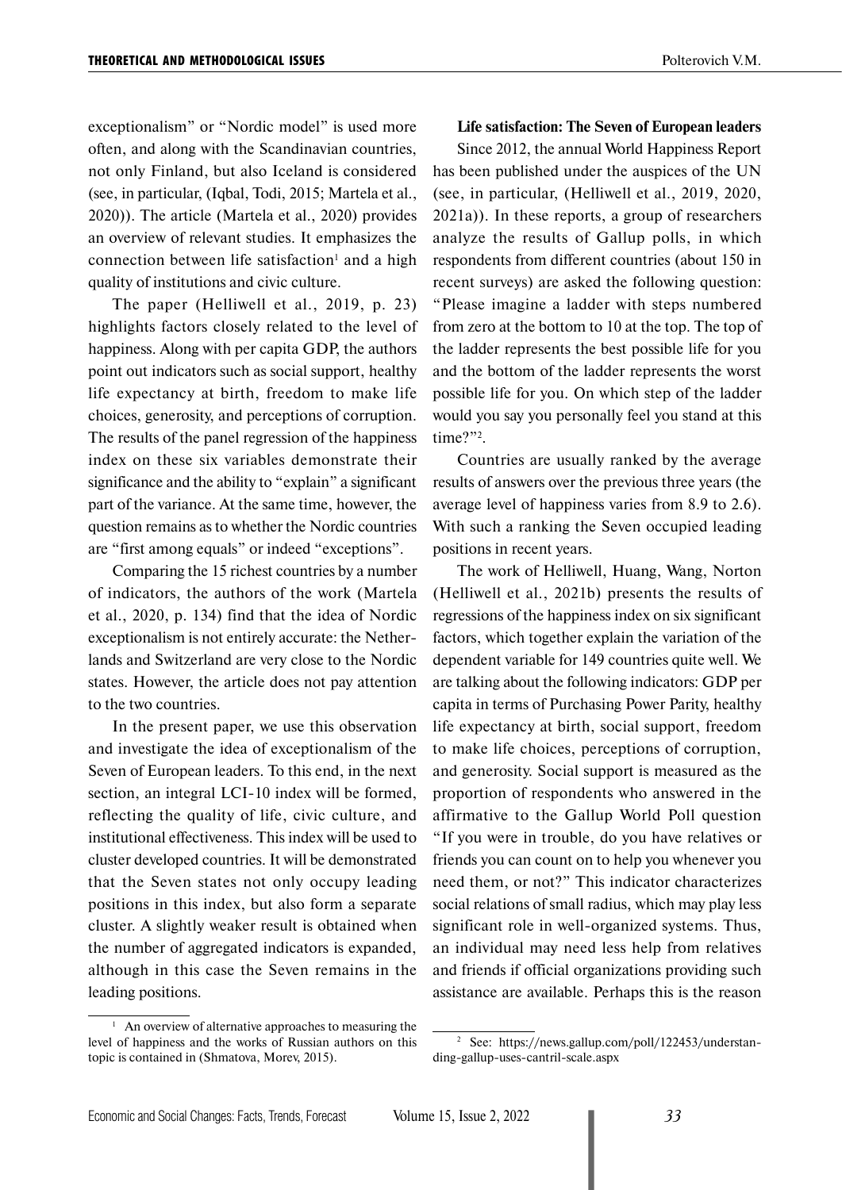exceptionalism" or "Nordic model" is used more often, and along with the Scandinavian countries, not only Finland, but also Iceland is considered (see, in particular, (Iqbal, Todi, 2015; Martela et al., 2020)). The article (Martela et al., 2020) provides an overview of relevant studies. It emphasizes the connection between life satisfaction[1] and a high quality of institutions and civic culture.

The paper (Helliwell et al., 2019, p. 23) highlights factors closely related to the level of happiness. Along with per capita GDP, the authors point out indicators such as social support, healthy life expectancy at birth, freedom to make life choices, generosity, and perceptions of corruption. The results of the panel regression of the happiness index on these six variables demonstrate their significance and the ability to "explain" a significant part of the variance. At the same time, however, the question remains as to whether the Nordic countries are "first among equals" or indeed "exceptions".

Comparing the 15 richest countries by a number of indicators, the authors of the work (Martela et al., 2020, p. 134) find that the idea of Nordic exceptionalism is not entirely accurate: the Netherlands and Switzerland are very close to the Nordic states. However, the article does not pay attention to the two countries.

In the present paper, we use this observation and investigate the idea of exceptionalism of the Seven of European leaders. To this end, in the next section, an integral LCI-10 index will be formed, reflecting the quality of life, civic culture, and institutional effectiveness. This index will be used to cluster developed countries. It will be demonstrated that the Seven states not only occupy leading positions in this index, but also form a separate cluster. A slightly weaker result is obtained when the number of aggregated indicators is expanded, although in this case the Seven remains in the leading positions.

[1] An overview of alternative approaches to measuring the level of happiness and the works of Russian authors on this topic is contained in (Shmatova, Morev, 2015).

**Life satisfaction: The Seven of European leaders**

Since 2012, the annual World Happiness Report has been published under the auspices of the UN (see, in particular, (Helliwell et al., 2019, 2020, 2021a)). In these reports, a group of researchers analyze the results of Gallup polls, in which respondents from different countries (about 150 in recent surveys) are asked the following question: "Please imagine a ladder with steps numbered from zero at the bottom to 10 at the top. The top of the ladder represents the best possible life for you and the bottom of the ladder represents the worst possible life for you. On which step of the ladder would you say you personally feel you stand at this time?"[2].

Countries are usually ranked by the average results of answers over the previous three years (the average level of happiness varies from 8.9 to 2.6). With such a ranking the Seven occupied leading positions in recent years.

The work of Helliwell, Huang, Wang, Norton (Helliwell et al., 2021b) presents the results of regressions of the happiness index on six significant factors, which together explain the variation of the dependent variable for 149 countries quite well. We are talking about the following indicators: GDP per capita in terms of Purchasing Power Parity, healthy life expectancy at birth, social support, freedom to make life choices, perceptions of corruption, and generosity. Social support is measured as the proportion of respondents who answered in the affirmative to the Gallup World Poll question "If you were in trouble, do you have relatives or friends you can count on to help you whenever you need them, or not?" This indicator characterizes social relations of small radius, which may play less significant role in well-organized systems. Thus, an individual may need less help from relatives and friends if official organizations providing such assistance are available. Perhaps this is the reason

[2] See: https://news.gallup.com/poll/122453/understanding-gallup-uses-cantril-scale.aspx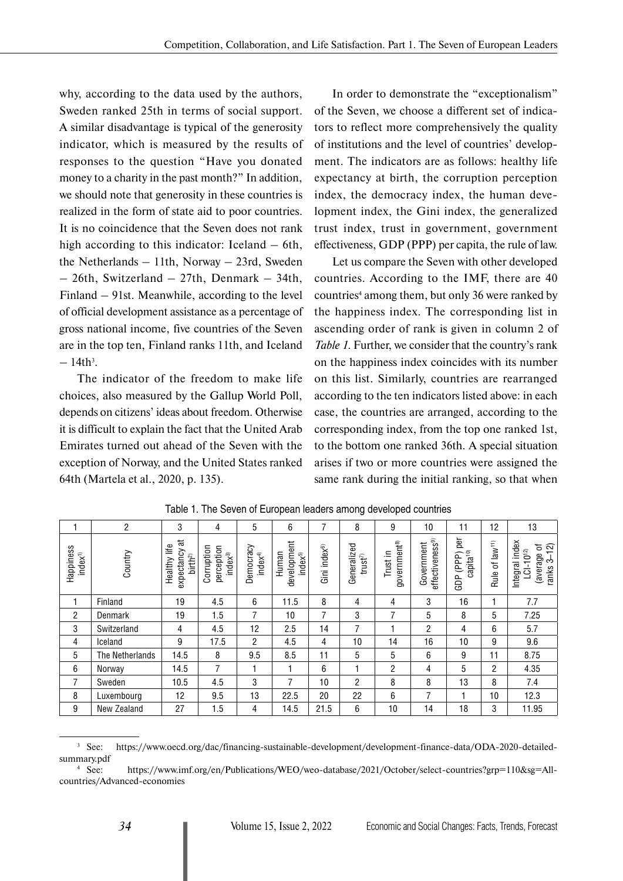why, according to the data used by the authors, Sweden ranked 25th in terms of social support. A similar disadvantage is typical of the generosity indicator, which is measured by the results of responses to the question "Have you donated money to a charity in the past month?" In addition, we should note that generosity in these countries is realized in the form of state aid to poor countries. It is no coincidence that the Seven does not rank high according to this indicator: Iceland – 6th, the Netherlands – 11th, Norway – 23rd, Sweden – 26th, Switzerland – 27th, Denmark – 34th, Finland – 91st. Meanwhile, according to the level of official development assistance as a percentage of gross national income, five countries of the Seven are in the top ten, Finland ranks 11th, and Iceland – 14th[3].

The indicator of the freedom to make life choices, also measured by the Gallup World Poll, depends on citizens' ideas about freedom. Otherwise it is difficult to explain the fact that the United Arab Emirates turned out ahead of the Seven with the exception of Norway, and the United States ranked 64th (Martela et al., 2020, p. 135).

In order to demonstrate the "exceptionalism" of the Seven, we choose a different set of indicators to reflect more comprehensively the quality of institutions and the level of countries' development. The indicators are as follows: healthy life expectancy at birth, the corruption perception index, the democracy index, the human development index, the Gini index, the generalized trust index, trust in government, government effectiveness, GDP (PPP) per capita, the rule of law.

Let us compare the Seven with other developed countries. According to the IMF, there are 40 countries[4] among them, but only 36 were ranked by the happiness index. The corresponding list in ascending order of rank is given in column 2 of *Table 1*. Further, we consider that the country's rank on the happiness index coincides with its number on this list. Similarly, countries are rearranged according to the ten indicators listed above: in each case, the countries are arranged, according to the corresponding index, from the top one ranked 1st, to the bottom one ranked 36th. A special situation arises if two or more countries were assigned the same rank during the initial ranking, so that when

Table 1. The Seven of European leaders among developed countries

| 1 | 2 | 3 | 4 | 5 | 6 | 7 | 8 | 9 | 10 | 11 | 12 | 13 |
|---|---|---|---|---|---|---|---|---|---|---|---|---|
| Happiness index[1] | Country | Healthy life expectancy at birth[2] | Corruption perception index[3] | Democracy index[4] | Human development index[5] | Gini index[6] | Generalized trust[7] | Trust in government[8] | Government effectiveness[9] | GDP (PPP) per capita[10] | Rule of law[11] | Integral index LCI-10[12] (average of ranks 3–12) |
| 1 | Finland | 19 | 4.5 | 6 | 11.5 | 8 | 4 | 4 | 3 | 16 | 1 | 7.7 |
| 2 | Denmark | 19 | 1.5 | 7 | 10 | 7 | 3 | 7 | 5 | 8 | 5 | 7.25 |
| 3 | Switzerland | 4 | 4.5 | 12 | 2.5 | 14 | 7 | 1 | 2 | 4 | 6 | 5.7 |
| 4 | Iceland | 9 | 17.5 | 2 | 4.5 | 4 | 10 | 14 | 16 | 10 | 9 | 9.6 |
| 5 | The Netherlands | 14.5 | 8 | 9.5 | 8.5 | 11 | 5 | 5 | 6 | 9 | 11 | 8.75 |
| 6 | Norway | 14.5 | 7 | 1 | 1 | 6 | 1 | 2 | 4 | 5 | 2 | 4.35 |
| 7 | Sweden | 10.5 | 4.5 | 3 | 7 | 10 | 2 | 8 | 8 | 13 | 8 | 7.4 |
| 8 | Luxembourg | 12 | 9.5 | 13 | 22.5 | 20 | 22 | 6 | 7 | 1 | 10 | 12.3 |
| 9 | New Zealand | 27 | 1.5 | 4 | 14.5 | 21.5 | 6 | 10 | 14 | 18 | 3 | 11.95 |

[3] See: https://www.oecd.org/dac/financing-sustainable-development/development-finance-data/ODA-2020-detailed-summary.pdf

[4] See: https://www.imf.org/en/Publications/WEO/weo-database/2021/October/select-countries?grp=110&sg=All-countries/Advanced-economies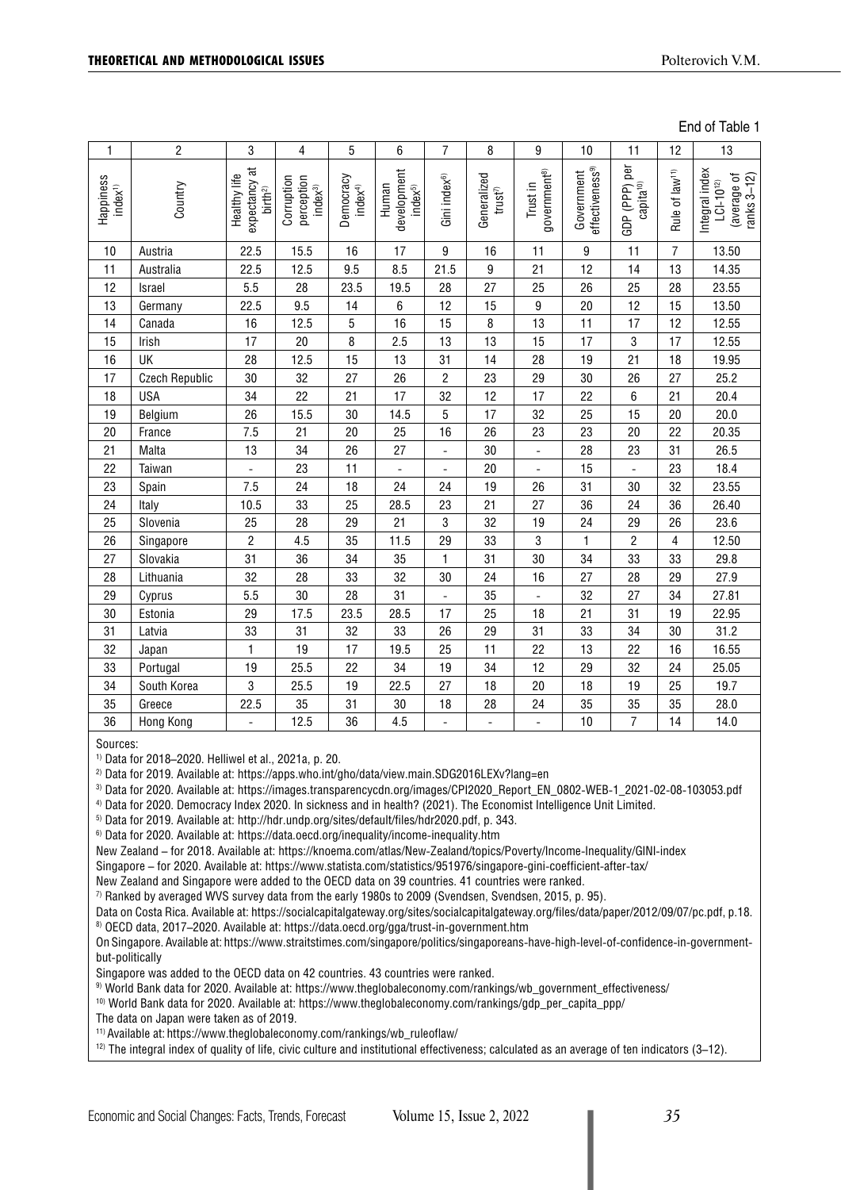End of Table 1

| 1 | 2 | 3 | 4 | 5 | 6 | 7 | 8 | 9 | 10 | 11 | 12 | 13 |
|---|---|---|---|---|---|---|---|---|---|---|---|---|
| Happiness index[1] | Country | Healthy life expectancy at birth[2] | Corruption perception index[3] | Democracy index[4] | Human development index[5] | Gini index[6] | Generalized trust[7] | Trust in government[8] | Government effectiveness[9] | GDP (PPP) per capita[10] | Rule of law[11] | Integral index LCI-10[12] (average of ranks 3–12) |
| 10 | Austria | 22.5 | 15.5 | 16 | 17 | 9 | 16 | 11 | 9 | 11 | 7 | 13.50 |
| 11 | Australia | 22.5 | 12.5 | 9.5 | 8.5 | 21.5 | 9 | 21 | 12 | 14 | 13 | 14.35 |
| 12 | Israel | 5.5 | 28 | 23.5 | 19.5 | 28 | 27 | 25 | 26 | 25 | 28 | 23.55 |
| 13 | Germany | 22.5 | 9.5 | 14 | 6 | 12 | 15 | 9 | 20 | 12 | 15 | 13.50 |
| 14 | Canada | 16 | 12.5 | 5 | 16 | 15 | 8 | 13 | 11 | 17 | 12 | 12.55 |
| 15 | Irish | 17 | 20 | 8 | 2.5 | 13 | 13 | 15 | 17 | 3 | 17 | 12.55 |
| 16 | UK | 28 | 12.5 | 15 | 13 | 31 | 14 | 28 | 19 | 21 | 18 | 19.95 |
| 17 | Czech Republic | 30 | 32 | 27 | 26 | 2 | 23 | 29 | 30 | 26 | 27 | 25.2 |
| 18 | USA | 34 | 22 | 21 | 17 | 32 | 12 | 17 | 22 | 6 | 21 | 20.4 |
| 19 | Belgium | 26 | 15.5 | 30 | 14.5 | 5 | 17 | 32 | 25 | 15 | 20 | 20.0 |
| 20 | France | 7.5 | 21 | 20 | 25 | 16 | 26 | 23 | 23 | 20 | 22 | 20.35 |
| 21 | Malta | 13 | 34 | 26 | 27 | - | 30 | - | 28 | 23 | 31 | 26.5 |
| 22 | Taiwan | - | 23 | 11 | - | - | 20 | - | 15 | - | 23 | 18.4 |
| 23 | Spain | 7.5 | 24 | 18 | 24 | 24 | 19 | 26 | 31 | 30 | 32 | 23.55 |
| 24 | Italy | 10.5 | 33 | 25 | 28.5 | 23 | 21 | 27 | 36 | 24 | 36 | 26.40 |
| 25 | Slovenia | 25 | 28 | 29 | 21 | 3 | 32 | 19 | 24 | 29 | 26 | 23.6 |
| 26 | Singapore | 2 | 4.5 | 35 | 11.5 | 29 | 33 | 3 | 1 | 2 | 4 | 12.50 |
| 27 | Slovakia | 31 | 36 | 34 | 35 | 1 | 31 | 30 | 34 | 33 | 33 | 29.8 |
| 28 | Lithuania | 32 | 28 | 33 | 32 | 30 | 24 | 16 | 27 | 28 | 29 | 27.9 |
| 29 | Cyprus | 5.5 | 30 | 28 | 31 | - | 35 | - | 32 | 27 | 34 | 27.81 |
| 30 | Estonia | 29 | 17.5 | 23.5 | 28.5 | 17 | 25 | 18 | 21 | 31 | 19 | 22.95 |
| 31 | Latvia | 33 | 31 | 32 | 33 | 26 | 29 | 31 | 33 | 34 | 30 | 31.2 |
| 32 | Japan | 1 | 19 | 17 | 19.5 | 25 | 11 | 22 | 13 | 22 | 16 | 16.55 |
| 33 | Portugal | 19 | 25.5 | 22 | 34 | 19 | 34 | 12 | 29 | 32 | 24 | 25.05 |
| 34 | South Korea | 3 | 25.5 | 19 | 22.5 | 27 | 18 | 20 | 18 | 19 | 25 | 19.7 |
| 35 | Greece | 22.5 | 35 | 31 | 30 | 18 | 28 | 24 | 35 | 35 | 35 | 28.0 |
| 36 | Hong Kong | - | 12.5 | 36 | 4.5 | - | - | - | 10 | 7 | 14 | 14.0 |

Sources:

[1] Data for 2018–2020. Helliwel et al., 2021a, p. 20.

[2] Data for 2019. Available at: https://apps.who.int/gho/data/view.main.SDG2016LEXv?lang=en

[3] Data for 2020. Available at: https://images.transparencycdn.org/images/CPI2020_Report_EN_0802-WEB-1_2021-02-08-103053.pdf

[4] Data for 2020. Democracy Index 2020. In sickness and in health? (2021). The Economist Intelligence Unit Limited.

[5] Data for 2019. Available at: http://hdr.undp.org/sites/default/files/hdr2020.pdf, p. 343.

[6] Data for 2020. Available at: https://data.oecd.org/inequality/income-inequality.htm

New Zealand – for 2018. Available at: https://knoema.com/atlas/New-Zealand/topics/Poverty/Income-Inequality/GINI-index

Singapore – for 2020. Available at: https://www.statista.com/statistics/951976/singapore-gini-coefficient-after-tax/

New Zealand and Singapore were added to the OECD data on 39 countries. 41 countries were ranked.

[7] Ranked by averaged WVS survey data from the early 1980s to 2009 (Svendsen, Svendsen, 2015, p. 95).

Data on Costa Rica. Available at: https://socialcapitalgateway.org/sites/socialcapitalgateway.org/files/data/paper/2012/09/07/pc.pdf, p.18.

[8] OECD data, 2017–2020. Available at: https://data.oecd.org/gga/trust-in-government.htm

On Singapore. Available at: https://www.straitstimes.com/singapore/politics/singaporeans-have-high-level-of-confidence-in-government-but-politically

Singapore was added to the OECD data on 42 countries. 43 countries were ranked.

[9] World Bank data for 2020. Available at: https://www.theglobaleconomy.com/rankings/wb_government_effectiveness/

[10] World Bank data for 2020. Available at: https://www.theglobaleconomy.com/rankings/gdp_per_capita_ppp/

The data on Japan were taken as of 2019.

[11] Available at: https://www.theglobaleconomy.com/rankings/wb_ruleoflaw/

[12] The integral index of quality of life, civic culture and institutional effectiveness; calculated as an average of ten indicators (3–12).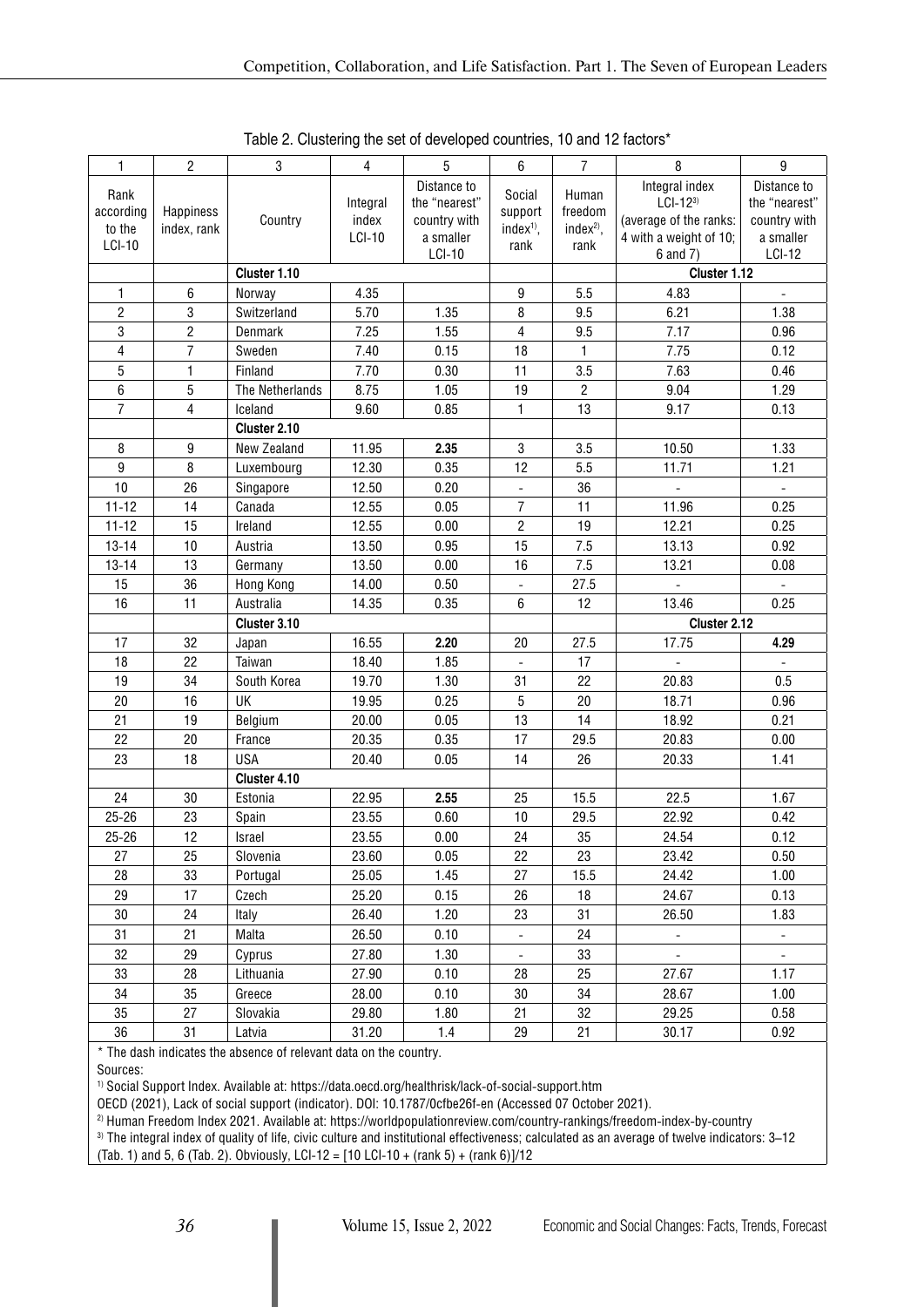Table 2. Clustering the set of developed countries, 10 and 12 factors*

| 1 | 2 | 3 | 4 | 5 | 6 | 7 | 8 | 9 |
|---|---|---|---|---|---|---|---|---|
| Rank according to the LCI-10 | Happiness index, rank | Country | Integral index LCI-10 | Distance to the "nearest" country with a smaller LCI-10 | Social support index[1], rank | Human freedom index[2], rank | Integral index LCI-12[3] (average of the ranks: 4 with a weight of 10; 6 and 7) | Distance to the "nearest" country with a smaller LCI-12 |
| | | **Cluster 1.10** | | | | | **Cluster 1.12** | |
| 1 | 6 | Norway | 4.35 | | 9 | 5.5 | 4.83 | - |
| 2 | 3 | Switzerland | 5.70 | 1.35 | 8 | 9.5 | 6.21 | 1.38 |
| 3 | 2 | Denmark | 7.25 | 1.55 | 4 | 9.5 | 7.17 | 0.96 |
| 4 | 7 | Sweden | 7.40 | 0.15 | 18 | 1 | 7.75 | 0.12 |
| 5 | 1 | Finland | 7.70 | 0.30 | 11 | 3.5 | 7.63 | 0.46 |
| 6 | 5 | The Netherlands | 8.75 | 1.05 | 19 | 2 | 9.04 | 1.29 |
| 7 | 4 | Iceland | 9.60 | 0.85 | 1 | 13 | 9.17 | 0.13 |
| | | **Cluster 2.10** | | | | | | |
| 8 | 9 | New Zealand | 11.95 | **2.35** | 3 | 3.5 | 10.50 | 1.33 |
| 9 | 8 | Luxembourg | 12.30 | 0.35 | 12 | 5.5 | 11.71 | 1.21 |
| 10 | 26 | Singapore | 12.50 | 0.20 | - | 36 | - | - |
| 11-12 | 14 | Canada | 12.55 | 0.05 | 7 | 11 | 11.96 | 0.25 |
| 11-12 | 15 | Ireland | 12.55 | 0.00 | 2 | 19 | 12.21 | 0.25 |
| 13-14 | 10 | Austria | 13.50 | 0.95 | 15 | 7.5 | 13.13 | 0.92 |
| 13-14 | 13 | Germany | 13.50 | 0.00 | 16 | 7.5 | 13.21 | 0.08 |
| 15 | 36 | Hong Kong | 14.00 | 0.50 | - | 27.5 | - | - |
| 16 | 11 | Australia | 14.35 | 0.35 | 6 | 12 | 13.46 | 0.25 |
| | | **Cluster 3.10** | | | | | **Cluster 2.12** | |
| 17 | 32 | Japan | 16.55 | **2.20** | 20 | 27.5 | 17.75 | **4.29** |
| 18 | 22 | Taiwan | 18.40 | 1.85 | - | 17 | - | - |
| 19 | 34 | South Korea | 19.70 | 1.30 | 31 | 22 | 20.83 | 0.5 |
| 20 | 16 | UK | 19.95 | 0.25 | 5 | 20 | 18.71 | 0.96 |
| 21 | 19 | Belgium | 20.00 | 0.05 | 13 | 14 | 18.92 | 0.21 |
| 22 | 20 | France | 20.35 | 0.35 | 17 | 29.5 | 20.83 | 0.00 |
| 23 | 18 | USA | 20.40 | 0.05 | 14 | 26 | 20.33 | 1.41 |
| | | **Cluster 4.10** | | | | | | |
| 24 | 30 | Estonia | 22.95 | **2.55** | 25 | 15.5 | 22.5 | 1.67 |
| 25-26 | 23 | Spain | 23.55 | 0.60 | 10 | 29.5 | 22.92 | 0.42 |
| 25-26 | 12 | Israel | 23.55 | 0.00 | 24 | 35 | 24.54 | 0.12 |
| 27 | 25 | Slovenia | 23.60 | 0.05 | 22 | 23 | 23.42 | 0.50 |
| 28 | 33 | Portugal | 25.05 | 1.45 | 27 | 15.5 | 24.42 | 1.00 |
| 29 | 17 | Czech | 25.20 | 0.15 | 26 | 18 | 24.67 | 0.13 |
| 30 | 24 | Italy | 26.40 | 1.20 | 23 | 31 | 26.50 | 1.83 |
| 31 | 21 | Malta | 26.50 | 0.10 | - | 24 | - | - |
| 32 | 29 | Cyprus | 27.80 | 1.30 | - | 33 | - | - |
| 33 | 28 | Lithuania | 27.90 | 0.10 | 28 | 25 | 27.67 | 1.17 |
| 34 | 35 | Greece | 28.00 | 0.10 | 30 | 34 | 28.67 | 1.00 |
| 35 | 27 | Slovakia | 29.80 | 1.80 | 21 | 32 | 29.25 | 0.58 |
| 36 | 31 | Latvia | 31.20 | 1.4 | 29 | 21 | 30.17 | 0.92 |

* The dash indicates the absence of relevant data on the country.

Sources:

[1] Social Support Index. Available at: https://data.oecd.org/healthrisk/lack-of-social-support.htm

OECD (2021), Lack of social support (indicator). DOI: 10.1787/0cfbe26f-en (Accessed 07 October 2021).

[2] Human Freedom Index 2021. Available at: https://worldpopulationreview.com/country-rankings/freedom-index-by-country

[3] The integral index of quality of life, civic culture and institutional effectiveness; calculated as an average of twelve indicators: 3–12 (Tab. 1) and 5, 6 (Tab. 2). Obviously, LCI-12 = [10 LCI-10 + (rank 5) + (rank 6)]/12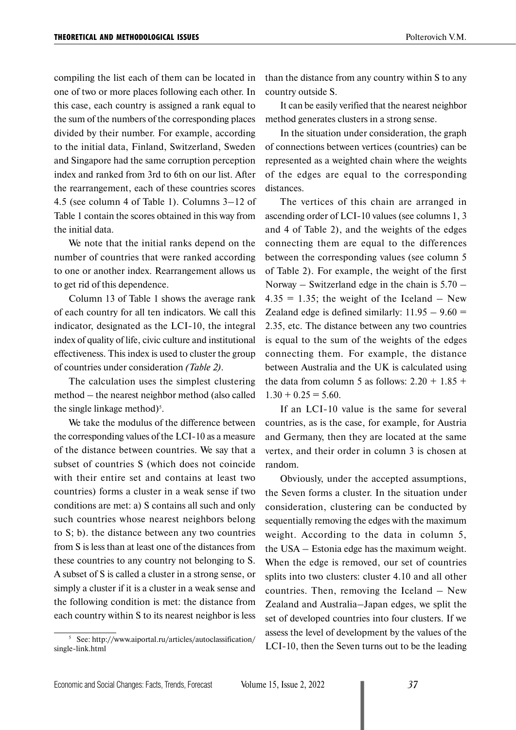compiling the list each of them can be located in one of two or more places following each other. In this case, each country is assigned a rank equal to the sum of the numbers of the corresponding places divided by their number. For example, according to the initial data, Finland, Switzerland, Sweden and Singapore had the same corruption perception index and ranked from 3rd to 6th on our list. After the rearrangement, each of these countries scores 4.5 (see column 4 of Table 1). Columns 3–12 of Table 1 contain the scores obtained in this way from the initial data.

We note that the initial ranks depend on the number of countries that were ranked according to one or another index. Rearrangement allows us to get rid of this dependence.

Column 13 of Table 1 shows the average rank of each country for all ten indicators. We call this indicator, designated as the LCI-10, the integral index of quality of life, civic culture and institutional effectiveness. This index is used to cluster the group of countries under consideration *(Table 2)*.

The calculation uses the simplest clustering method – the nearest neighbor method (also called the single linkage method)[5].

We take the modulus of the difference between the corresponding values of the LCI-10 as a measure of the distance between countries. We say that a subset of countries S (which does not coincide with their entire set and contains at least two countries) forms a cluster in a weak sense if two conditions are met: a) S contains all such and only such countries whose nearest neighbors belong to S; b). the distance between any two countries from S is less than at least one of the distances from these countries to any country not belonging to S. A subset of S is called a cluster in a strong sense, or simply a cluster if it is a cluster in a weak sense and the following condition is met: the distance from each country within S to its nearest neighbor is less than the distance from any country within S to any country outside S.

It can be easily verified that the nearest neighbor method generates clusters in a strong sense.

In the situation under consideration, the graph of connections between vertices (countries) can be represented as a weighted chain where the weights of the edges are equal to the corresponding distances.

The vertices of this chain are arranged in ascending order of LCI-10 values (see columns 1, 3 and 4 of Table 2), and the weights of the edges connecting them are equal to the differences between the corresponding values (see column 5 of Table 2). For example, the weight of the first Norway – Switzerland edge in the chain is $5.70 - 4.35 = 1.35$; the weight of the Iceland – New Zealand edge is defined similarly: $11.95 - 9.60 = 2.35$, etc. The distance between any two countries is equal to the sum of the weights of the edges connecting them. For example, the distance between Australia and the UK is calculated using the data from column 5 as follows: $2.20 + 1.85 + 1.30 + 0.25 = 5.60$.

If an LCI-10 value is the same for several countries, as is the case, for example, for Austria and Germany, then they are located at the same vertex, and their order in column 3 is chosen at random.

Obviously, under the accepted assumptions, the Seven forms a cluster. In the situation under consideration, clustering can be conducted by sequentially removing the edges with the maximum weight. According to the data in column 5, the USA – Estonia edge has the maximum weight. When the edge is removed, our set of countries splits into two clusters: cluster 4.10 and all other countries. Then, removing the Iceland – New Zealand and Australia–Japan edges, we split the set of developed countries into four clusters. If we assess the level of development by the values of the LCI-10, then the Seven turns out to be the leading

---

[5] See: http://www.aiportal.ru/articles/autoclassification/single-link.html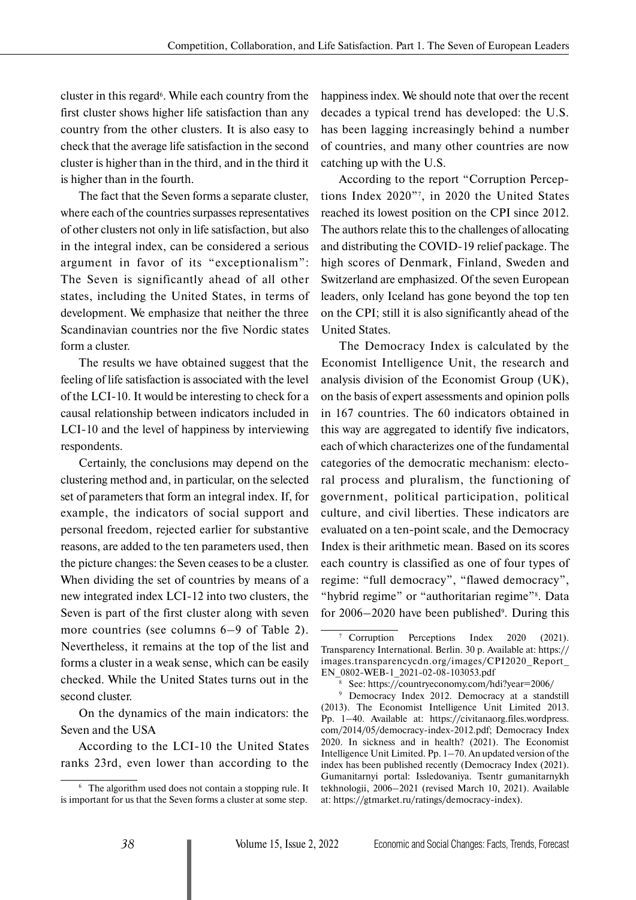cluster in this regard[6]. While each country from the first cluster shows higher life satisfaction than any country from the other clusters. It is also easy to check that the average life satisfaction in the second cluster is higher than in the third, and in the third it is higher than in the fourth.

The fact that the Seven forms a separate cluster, where each of the countries surpasses representatives of other clusters not only in life satisfaction, but also in the integral index, can be considered a serious argument in favor of its "exceptionalism": The Seven is significantly ahead of all other states, including the United States, in terms of development. We emphasize that neither the three Scandinavian countries nor the five Nordic states form a cluster.

The results we have obtained suggest that the feeling of life satisfaction is associated with the level of the LCI-10. It would be interesting to check for a causal relationship between indicators included in LCI-10 and the level of happiness by interviewing respondents.

Certainly, the conclusions may depend on the clustering method and, in particular, on the selected set of parameters that form an integral index. If, for example, the indicators of social support and personal freedom, rejected earlier for substantive reasons, are added to the ten parameters used, then the picture changes: the Seven ceases to be a cluster. When dividing the set of countries by means of a new integrated index LCI-12 into two clusters, the Seven is part of the first cluster along with seven more countries (see columns 6–9 of Table 2). Nevertheless, it remains at the top of the list and forms a cluster in a weak sense, which can be easily checked. While the United States turns out in the second cluster.

On the dynamics of the main indicators: the Seven and the USA

According to the LCI-10 the United States ranks 23rd, even lower than according to the happiness index. We should note that over the recent decades a typical trend has developed: the U.S. has been lagging increasingly behind a number of countries, and many other countries are now catching up with the U.S.

According to the report "Corruption Perceptions Index 2020"[7], in 2020 the United States reached its lowest position on the CPI since 2012. The authors relate this to the challenges of allocating and distributing the COVID-19 relief package. The high scores of Denmark, Finland, Sweden and Switzerland are emphasized. Of the seven European leaders, only Iceland has gone beyond the top ten on the CPI; still it is also significantly ahead of the United States.

The Democracy Index is calculated by the Economist Intelligence Unit, the research and analysis division of the Economist Group (UK), on the basis of expert assessments and opinion polls in 167 countries. The 60 indicators obtained in this way are aggregated to identify five indicators, each of which characterizes one of the fundamental categories of the democratic mechanism: electoral process and pluralism, the functioning of government, political participation, political culture, and civil liberties. These indicators are evaluated on a ten-point scale, and the Democracy Index is their arithmetic mean. Based on its scores each country is classified as one of four types of regime: "full democracy", "flawed democracy", "hybrid regime" or "authoritarian regime"[8]. Data for 2006–2020 have been published[9]. During this

---

[6] The algorithm used does not contain a stopping rule. It is important for us that the Seven forms a cluster at some step.

[7] Corruption Perceptions Index 2020 (2021). Transparency International. Berlin. 30 p. Available at: https://images.transparencycdn.org/images/CPI2020_Report_EN_0802-WEB-1_2021-02-08-103053.pdf

[8] See: https://countryeconomy.com/hdi?year=2006/

[9] Democracy Index 2012. Democracy at a standstill (2013). The Economist Intelligence Unit Limited 2013. Pp. 1–40. Available at: https://civitanaorg.files.wordpress.com/2014/05/democracy-index-2012.pdf; Democracy Index 2020. In sickness and in health? (2021). The Economist Intelligence Unit Limited. Pp. 1–70. An updated version of the index has been published recently (Democracy Index (2021). Gumanitarnyi portal: Issledovaniya. Tsentr gumanitarnykh tekhnologii, 2006–2021 (revised March 10, 2021). Available at: https://gtmarket.ru/ratings/democracy-index).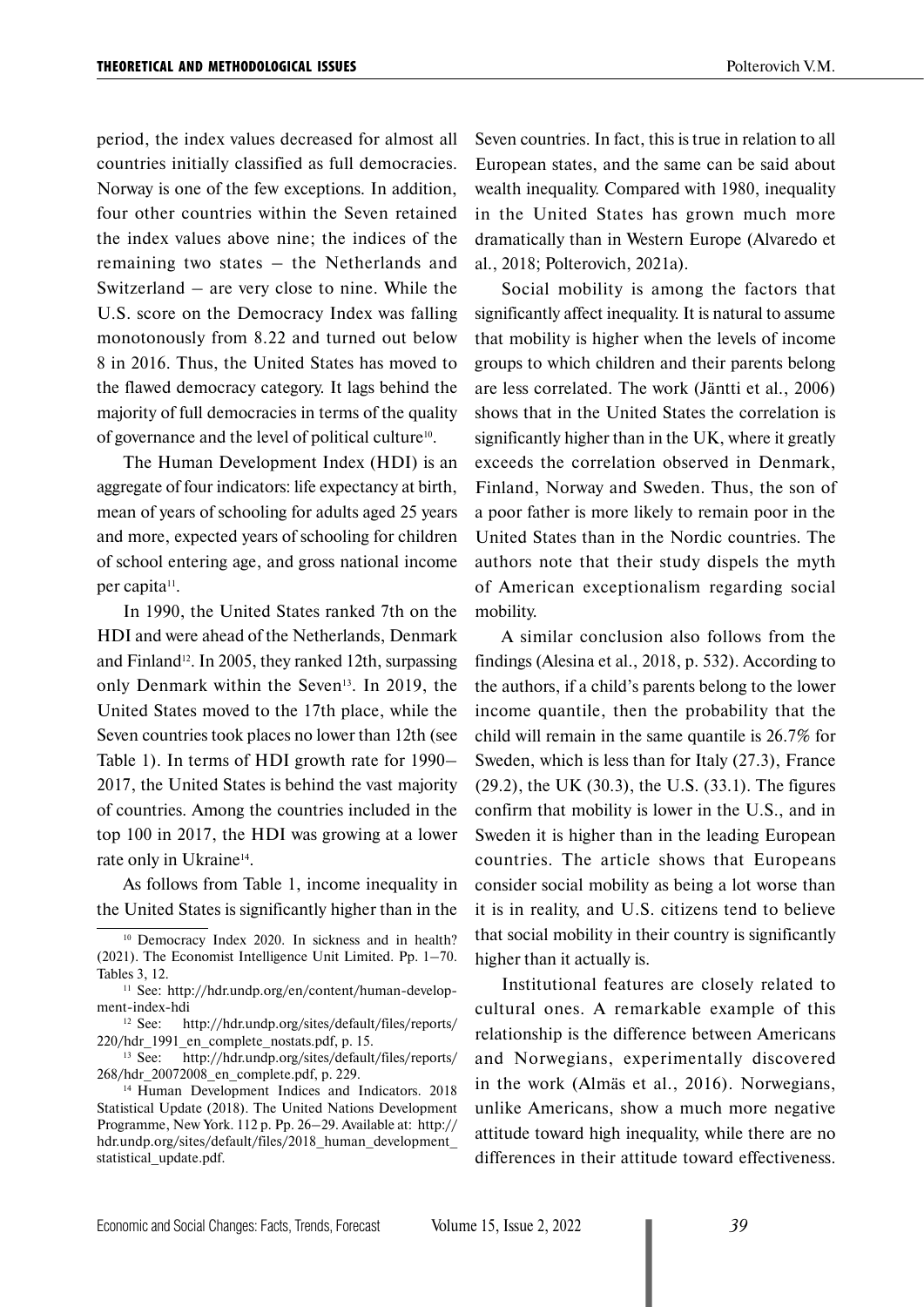period, the index values decreased for almost all countries initially classified as full democracies. Norway is one of the few exceptions. In addition, four other countries within the Seven retained the index values above nine; the indices of the remaining two states – the Netherlands and Switzerland – are very close to nine. While the U.S. score on the Democracy Index was falling monotonously from 8.22 and turned out below 8 in 2016. Thus, the United States has moved to the flawed democracy category. It lags behind the majority of full democracies in terms of the quality of governance and the level of political culture[10].

The Human Development Index (HDI) is an aggregate of four indicators: life expectancy at birth, mean of years of schooling for adults aged 25 years and more, expected years of schooling for children of school entering age, and gross national income per capita[11].

In 1990, the United States ranked 7th on the HDI and were ahead of the Netherlands, Denmark and Finland[12]. In 2005, they ranked 12th, surpassing only Denmark within the Seven[13]. In 2019, the United States moved to the 17th place, while the Seven countries took places no lower than 12th (see Table 1). In terms of HDI growth rate for 1990–2017, the United States is behind the vast majority of countries. Among the countries included in the top 100 in 2017, the HDI was growing at a lower rate only in Ukraine[14].

As follows from Table 1, income inequality in the United States is significantly higher than in the Seven countries. In fact, this is true in relation to all European states, and the same can be said about wealth inequality. Compared with 1980, inequality in the United States has grown much more dramatically than in Western Europe (Alvaredo et al., 2018; Polterovich, 2021a).

Social mobility is among the factors that significantly affect inequality. It is natural to assume that mobility is higher when the levels of income groups to which children and their parents belong are less correlated. The work (Jäntti et al., 2006) shows that in the United States the correlation is significantly higher than in the UK, where it greatly exceeds the correlation observed in Denmark, Finland, Norway and Sweden. Thus, the son of a poor father is more likely to remain poor in the United States than in the Nordic countries. The authors note that their study dispels the myth of American exceptionalism regarding social mobility.

A similar conclusion also follows from the findings (Alesina et al., 2018, p. 532). According to the authors, if a child's parents belong to the lower income quantile, then the probability that the child will remain in the same quantile is 26.7% for Sweden, which is less than for Italy (27.3), France (29.2), the UK (30.3), the U.S. (33.1). The figures confirm that mobility is lower in the U.S., and in Sweden it is higher than in the leading European countries. The article shows that Europeans consider social mobility as being a lot worse than it is in reality, and U.S. citizens tend to believe that social mobility in their country is significantly higher than it actually is.

Institutional features are closely related to cultural ones. A remarkable example of this relationship is the difference between Americans and Norwegians, experimentally discovered in the work (Almäs et al., 2016). Norwegians, unlike Americans, show a much more negative attitude toward high inequality, while there are no differences in their attitude toward effectiveness.

---

[10] Democracy Index 2020. In sickness and in health? (2021). The Economist Intelligence Unit Limited. Pp. 1–70. Tables 3, 12.

[11] See: http://hdr.undp.org/en/content/human-development-index-hdi

[12] See: http://hdr.undp.org/sites/default/files/reports/220/hdr_1991_en_complete_nostats.pdf, p. 15.

[13] See: http://hdr.undp.org/sites/default/files/reports/268/hdr_20072008_en_complete.pdf, p. 229.

[14] Human Development Indices and Indicators. 2018 Statistical Update (2018). The United Nations Development Programme, New York. 112 p. Pp. 26–29. Available at: http://hdr.undp.org/sites/default/files/2018_human_development_statistical_update.pdf.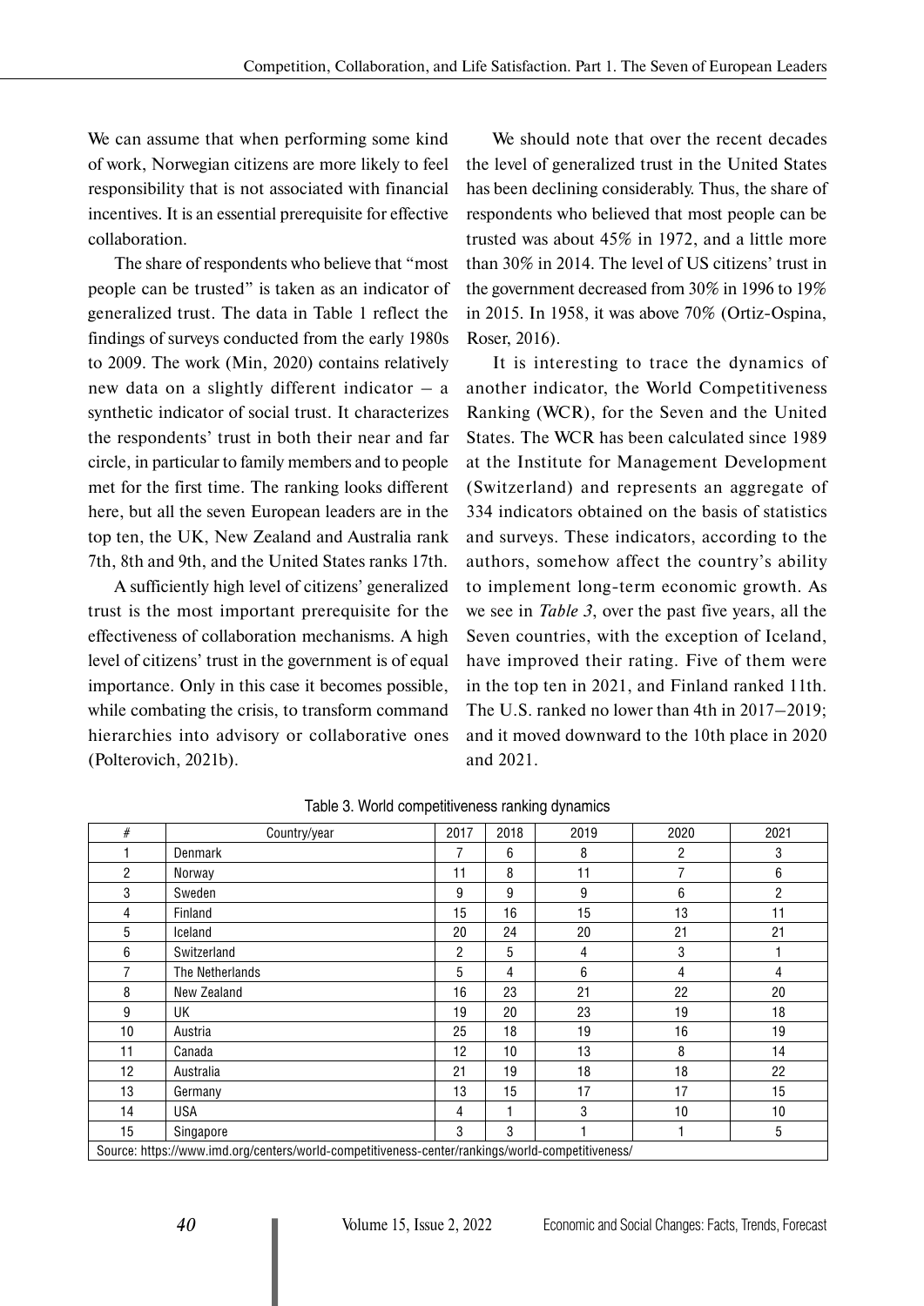We can assume that when performing some kind of work, Norwegian citizens are more likely to feel responsibility that is not associated with financial incentives. It is an essential prerequisite for effective collaboration.

The share of respondents who believe that "most people can be trusted" is taken as an indicator of generalized trust. The data in Table 1 reflect the findings of surveys conducted from the early 1980s to 2009. The work (Min, 2020) contains relatively new data on a slightly different indicator – a synthetic indicator of social trust. It characterizes the respondents' trust in both their near and far circle, in particular to family members and to people met for the first time. The ranking looks different here, but all the seven European leaders are in the top ten, the UK, New Zealand and Australia rank 7th, 8th and 9th, and the United States ranks 17th.

A sufficiently high level of citizens' generalized trust is the most important prerequisite for the effectiveness of collaboration mechanisms. A high level of citizens' trust in the government is of equal importance. Only in this case it becomes possible, while combating the crisis, to transform command hierarchies into advisory or collaborative ones (Polterovich, 2021b).

We should note that over the recent decades the level of generalized trust in the United States has been declining considerably. Thus, the share of respondents who believed that most people can be trusted was about 45% in 1972, and a little more than 30% in 2014. The level of US citizens' trust in the government decreased from 30% in 1996 to 19% in 2015. In 1958, it was above 70% (Ortiz-Ospina, Roser, 2016).

It is interesting to trace the dynamics of another indicator, the World Competitiveness Ranking (WCR), for the Seven and the United States. The WCR has been calculated since 1989 at the Institute for Management Development (Switzerland) and represents an aggregate of 334 indicators obtained on the basis of statistics and surveys. These indicators, according to the authors, somehow affect the country's ability to implement long-term economic growth. As we see in *Table 3*, over the past five years, all the Seven countries, with the exception of Iceland, have improved their rating. Five of them were in the top ten in 2021, and Finland ranked 11th. The U.S. ranked no lower than 4th in 2017–2019; and it moved downward to the 10th place in 2020 and 2021.

Table 3. World competitiveness ranking dynamics

| # | Country/year | 2017 | 2018 | 2019 | 2020 | 2021 |
|---|---|---|---|---|---|---|
| 1 | Denmark | 7 | 6 | 8 | 2 | 3 |
| 2 | Norway | 11 | 8 | 11 | 7 | 6 |
| 3 | Sweden | 9 | 9 | 9 | 6 | 2 |
| 4 | Finland | 15 | 16 | 15 | 13 | 11 |
| 5 | Iceland | 20 | 24 | 20 | 21 | 21 |
| 6 | Switzerland | 2 | 5 | 4 | 3 | 1 |
| 7 | The Netherlands | 5 | 4 | 6 | 4 | 4 |
| 8 | New Zealand | 16 | 23 | 21 | 22 | 20 |
| 9 | UK | 19 | 20 | 23 | 19 | 18 |
| 10 | Austria | 25 | 18 | 19 | 16 | 19 |
| 11 | Canada | 12 | 10 | 13 | 8 | 14 |
| 12 | Australia | 21 | 19 | 18 | 18 | 22 |
| 13 | Germany | 13 | 15 | 17 | 17 | 15 |
| 14 | USA | 4 | 1 | 3 | 10 | 10 |
| 15 | Singapore | 3 | 3 | 1 | 1 | 5 |

Source: https://www.imd.org/centers/world-competitiveness-center/rankings/world-competitiveness/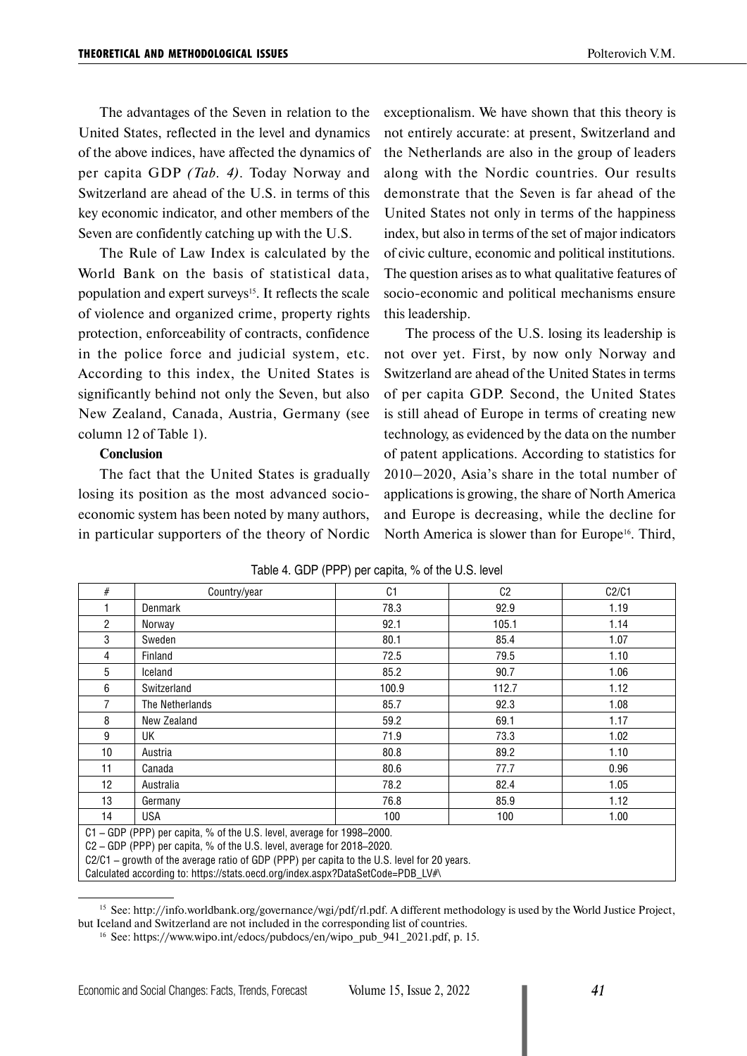The advantages of the Seven in relation to the United States, reflected in the level and dynamics of the above indices, have affected the dynamics of per capita GDP *(Tab. 4)*. Today Norway and Switzerland are ahead of the U.S. in terms of this key economic indicator, and other members of the Seven are confidently catching up with the U.S.

The Rule of Law Index is calculated by the World Bank on the basis of statistical data, population and expert surveys[15]. It reflects the scale of violence and organized crime, property rights protection, enforceability of contracts, confidence in the police force and judicial system, etc. According to this index, the United States is significantly behind not only the Seven, but also New Zealand, Canada, Austria, Germany (see column 12 of Table 1).

**Conclusion**

The fact that the United States is gradually losing its position as the most advanced socio-economic system has been noted by many authors, in particular supporters of the theory of Nordic exceptionalism. We have shown that this theory is not entirely accurate: at present, Switzerland and the Netherlands are also in the group of leaders along with the Nordic countries. Our results demonstrate that the Seven is far ahead of the United States not only in terms of the happiness index, but also in terms of the set of major indicators of civic culture, economic and political institutions. The question arises as to what qualitative features of socio-economic and political mechanisms ensure this leadership.

The process of the U.S. losing its leadership is not over yet. First, by now only Norway and Switzerland are ahead of the United States in terms of per capita GDP. Second, the United States is still ahead of Europe in terms of creating new technology, as evidenced by the data on the number of patent applications. According to statistics for 2010–2020, Asia's share in the total number of applications is growing, the share of North America and Europe is decreasing, while the decline for North America is slower than for Europe[16]. Third,

Table 4. GDP (PPP) per capita, % of the U.S. level

| # | Country/year | C1 | C2 | C2/C1 |
|---|---|---|---|---|
| 1 | Denmark | 78.3 | 92.9 | 1.19 |
| 2 | Norway | 92.1 | 105.1 | 1.14 |
| 3 | Sweden | 80.1 | 85.4 | 1.07 |
| 4 | Finland | 72.5 | 79.5 | 1.10 |
| 5 | Iceland | 85.2 | 90.7 | 1.06 |
| 6 | Switzerland | 100.9 | 112.7 | 1.12 |
| 7 | The Netherlands | 85.7 | 92.3 | 1.08 |
| 8 | New Zealand | 59.2 | 69.1 | 1.17 |
| 9 | UK | 71.9 | 73.3 | 1.02 |
| 10 | Austria | 80.8 | 89.2 | 1.10 |
| 11 | Canada | 80.6 | 77.7 | 0.96 |
| 12 | Australia | 78.2 | 82.4 | 1.05 |
| 13 | Germany | 76.8 | 85.9 | 1.12 |
| 14 | USA | 100 | 100 | 1.00 |

C1 – GDP (PPP) per capita, % of the U.S. level, average for 1998–2000.
C2 – GDP (PPP) per capita, % of the U.S. level, average for 2018–2020.
C2/C1 – growth of the average ratio of GDP (PPP) per capita to the U.S. level for 20 years.
Calculated according to: https://stats.oecd.org/index.aspx?DataSetCode=PDB_LV#\

[15] See: http://info.worldbank.org/governance/wgi/pdf/rl.pdf. A different methodology is used by the World Justice Project, but Iceland and Switzerland are not included in the corresponding list of countries.

[16] See: https://www.wipo.int/edocs/pubdocs/en/wipo_pub_941_2021.pdf, p. 15.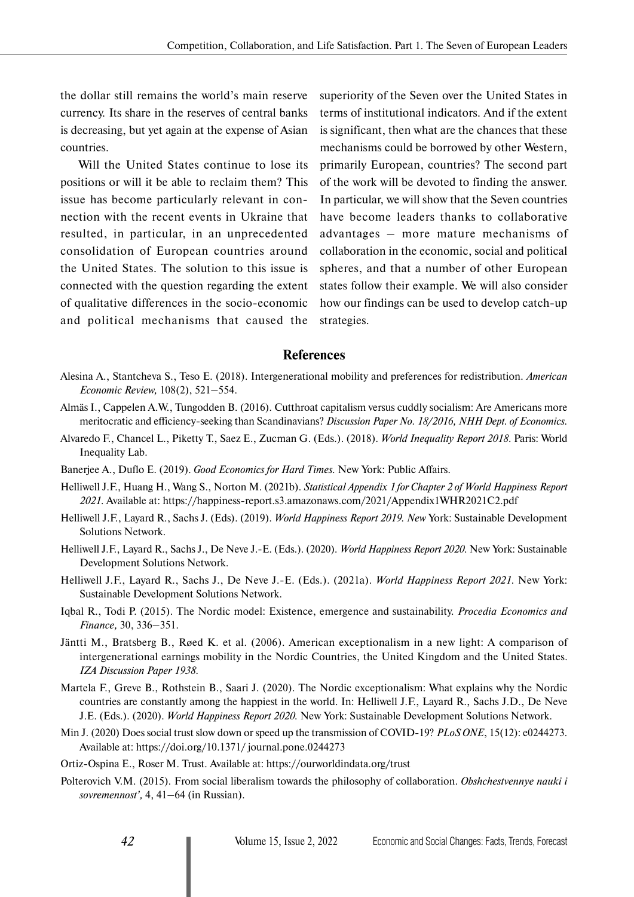the dollar still remains the world's main reserve currency. Its share in the reserves of central banks is decreasing, but yet again at the expense of Asian countries.

Will the United States continue to lose its positions or will it be able to reclaim them? This issue has become particularly relevant in connection with the recent events in Ukraine that resulted, in particular, in an unprecedented consolidation of European countries around the United States. The solution to this issue is connected with the question regarding the extent of qualitative differences in the socio-economic and political mechanisms that caused the superiority of the Seven over the United States in terms of institutional indicators. And if the extent is significant, then what are the chances that these mechanisms could be borrowed by other Western, primarily European, countries? The second part of the work will be devoted to finding the answer. In particular, we will show that the Seven countries have become leaders thanks to collaborative advantages – more mature mechanisms of collaboration in the economic, social and political spheres, and that a number of other European states follow their example. We will also consider how our findings can be used to develop catch-up strategies.

## References

Alesina A., Stantcheva S., Teso E. (2018). Intergenerational mobility and preferences for redistribution. *American Economic Review,* 108(2), 521–554.

Almäs I., Cappelen A.W., Tungodden B. (2016). Cutthroat capitalism versus cuddly socialism: Are Americans more meritocratic and efficiency-seeking than Scandinavians? *Discussion Paper No. 18/2016, NHH Dept. of Economics.*

Alvaredo F., Chancel L., Piketty T., Saez E., Zucman G. (Eds.). (2018). *World Inequality Report 2018*. Paris: World Inequality Lab.

Banerjee A., Duflo E. (2019). *Good Economics for Hard Times.* New York: Public Affairs.

Helliwell J.F., Huang H., Wang S., Norton M. (2021b). *Statistical Appendix 1 for Chapter 2 of World Happiness Report 2021.* Available at: https://happiness-report.s3.amazonaws.com/2021/Appendix1WHR2021C2.pdf

Helliwell J.F., Layard R., Sachs J. (Eds). (2019). *World Happiness Report 2019. New* York: Sustainable Development Solutions Network.

Helliwell J.F., Layard R., Sachs J., De Neve J.-E. (Eds.). (2020). *World Happiness Report 2020.* New York: Sustainable Development Solutions Network.

Helliwell J.F., Layard R., Sachs J., De Neve J.-E. (Eds.). (2021a). *World Happiness Report 2021.* New York: Sustainable Development Solutions Network.

Iqbal R., Todi P. (2015). The Nordic model: Existence, emergence and sustainability. *Procedia Economics and Finance,* 30, 336–351.

Jäntti M., Bratsberg B., Røed K. et al. (2006). American exceptionalism in a new light: A comparison of intergenerational earnings mobility in the Nordic Countries, the United Kingdom and the United States. *IZA Discussion Paper 1938.*

Martela F., Greve B., Rothstein B., Saari J. (2020). The Nordic exceptionalism: What explains why the Nordic countries are constantly among the happiest in the world. In: Helliwell J.F., Layard R., Sachs J.D., De Neve J.E. (Eds.). (2020). *World Happiness Report 2020.* New York: Sustainable Development Solutions Network.

Min J. (2020) Does social trust slow down or speed up the transmission of COVID-19? *PLoS ONE*, 15(12): e0244273. Available at: https://doi.org/10.1371/ journal.pone.0244273

Ortiz-Ospina E., Roser M. Trust. Available at: https://ourworldindata.org/trust

Polterovich V.M. (2015). From social liberalism towards the philosophy of collaboration. *Obshchestvennye nauki i sovremennost',* 4, 41–64 (in Russian).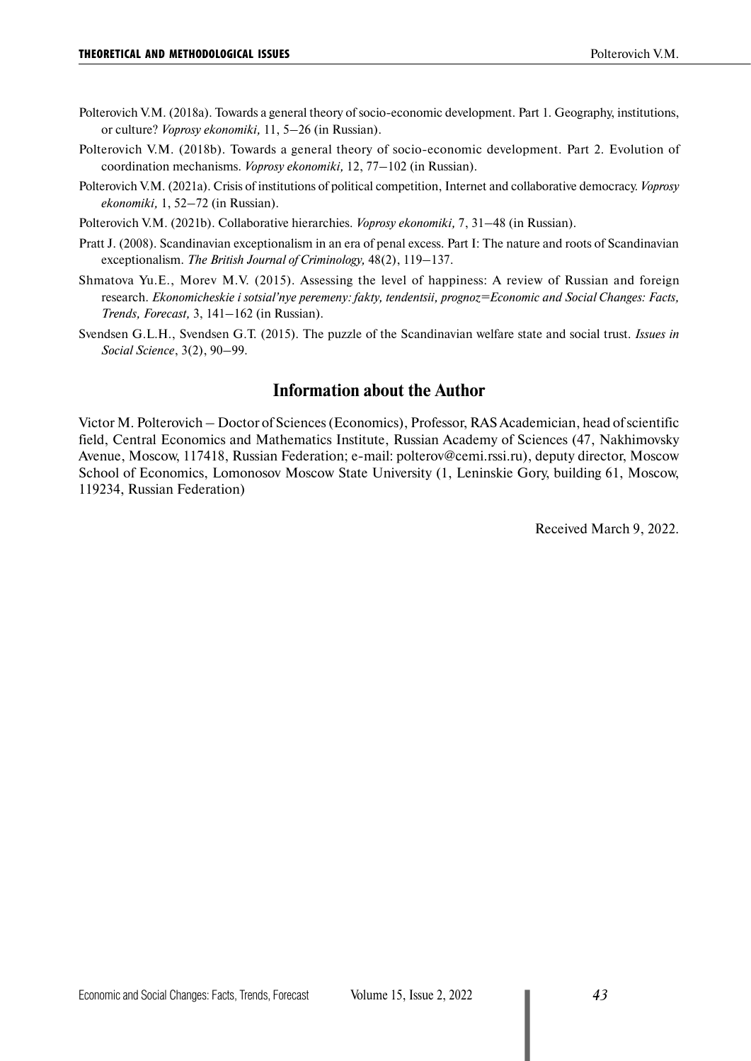Polterovich V.M. (2018a). Towards a general theory of socio-economic development. Part 1. Geography, institutions, or culture? *Voprosy ekonomiki,* 11, 5–26 (in Russian).

Polterovich V.M. (2018b). Towards a general theory of socio-economic development. Part 2. Evolution of coordination mechanisms. *Voprosy ekonomiki,* 12, 77–102 (in Russian).

Polterovich V.M. (2021a). Crisis of institutions of political competition, Internet and collaborative democracy. *Voprosy ekonomiki,* 1, 52–72 (in Russian).

Polterovich V.M. (2021b). Collaborative hierarchies. *Voprosy ekonomiki,* 7, 31–48 (in Russian).

Pratt J. (2008). Scandinavian exceptionalism in an era of penal excess. Part I: The nature and roots of Scandinavian exceptionalism. *The British Journal of Criminology,* 48(2), 119–137.

Shmatova Yu.E., Morev M.V. (2015). Assessing the level of happiness: A review of Russian and foreign research. *Ekonomicheskie i sotsial'nye peremeny: fakty, tendentsii, prognoz=Economic and Social Changes: Facts, Trends, Forecast,* 3, 141–162 (in Russian).

Svendsen G.L.H., Svendsen G.T. (2015). The puzzle of the Scandinavian welfare state and social trust. *Issues in Social Science*, 3(2), 90–99.

## Information about the Author

Victor M. Polterovich – Doctor of Sciences (Economics), Professor, RAS Academician, head of scientific field, Central Economics and Mathematics Institute, Russian Academy of Sciences (47, Nakhimovsky Avenue, Moscow, 117418, Russian Federation; e-mail: polterov@cemi.rssi.ru), deputy director, Moscow School of Economics, Lomonosov Moscow State University (1, Leninskie Gory, building 61, Moscow, 119234, Russian Federation)

Received March 9, 2022.